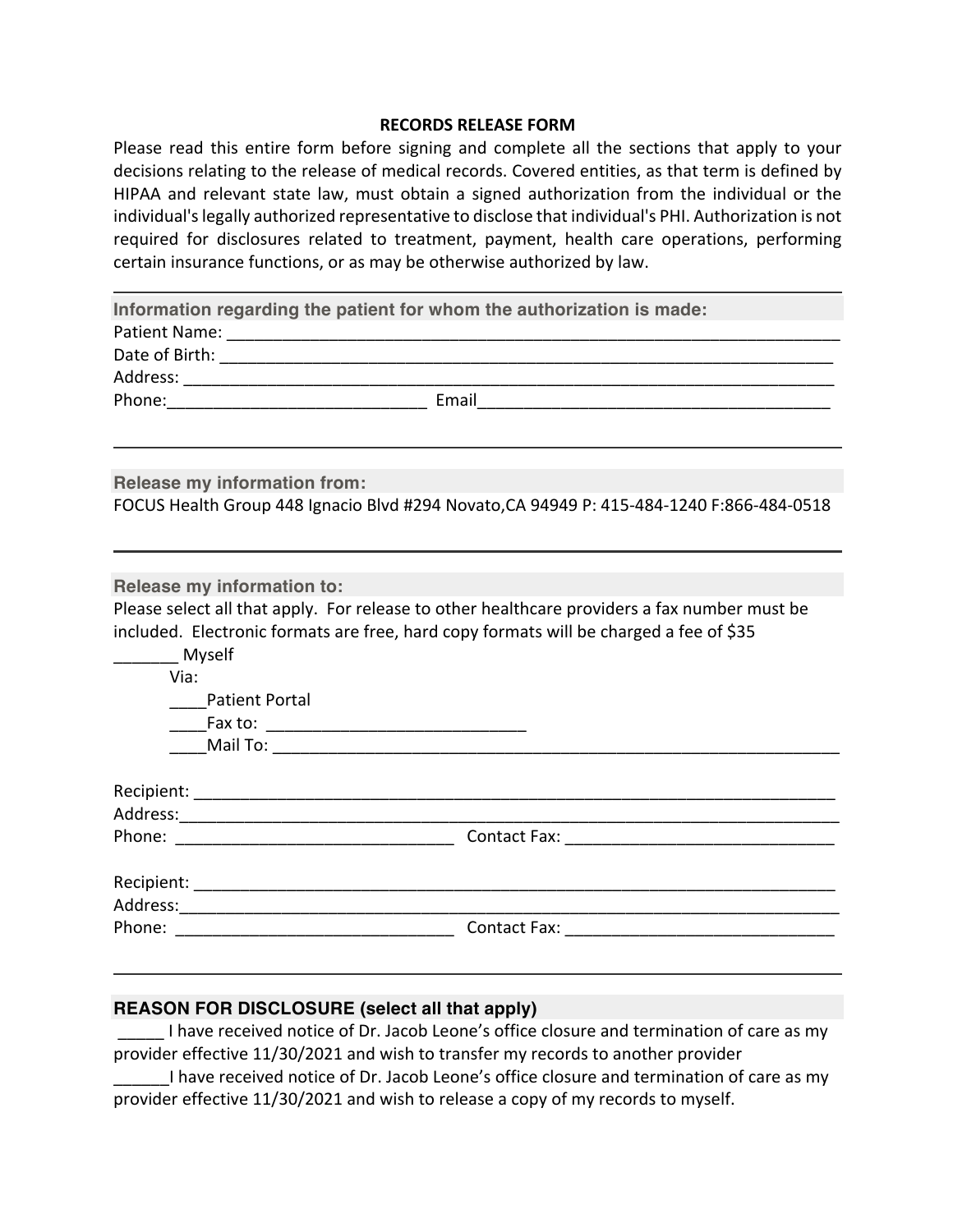# RECORDS RELEASE FORM

Please read this entire form before signing and complete all the sections that apply to your decisions relating to the release of medical records. Covered entities, as that term is defined by HIPAA and relevant state law, must obtain a signed authorization from the individual or the individual's legally authorized representative to disclose that individual's PHI. Authorization is not required for disclosures related to treatment, payment, health care operations, performing certain insurance functions, or as may be otherwise authorized by law.

---

**Information regarding the patient for whom the authorization is made:**

Patient Name: ______________________________________________________________________

Date of Birth: ______________________________________________________________________

Address: __________________________________________________________________________

Phone:____________________________ Email_______________________________________

---

**Release my information from:**

FOCUS Health Group 448 Ignacio Blvd #294 Novato,CA 94949 P: 415-484-1240 F:866-484-0518

---

**Release my information to:**

Please select all that apply. For release to other healthcare providers a fax number must be included. Electronic formats are free, hard copy formats will be charged a fee of $35

_______ Myself

Via:

____Patient Portal

____Fax to: ____________________________

____Mail To: ______________________________________________________________

Recipient: ________________________________________________________________________

Address:__________________________________________________________________________

Phone: ______________________________ Contact Fax: ______________________________

Recipient: ________________________________________________________________________

Address:__________________________________________________________________________

Phone: ______________________________ Contact Fax: ______________________________

---

**REASON FOR DISCLOSURE (select all that apply)**

_____ I have received notice of Dr. Jacob Leone's office closure and termination of care as my provider effective 11/30/2021 and wish to transfer my records to another provider

______I have received notice of Dr. Jacob Leone's office closure and termination of care as my provider effective 11/30/2021 and wish to release a copy of my records to myself.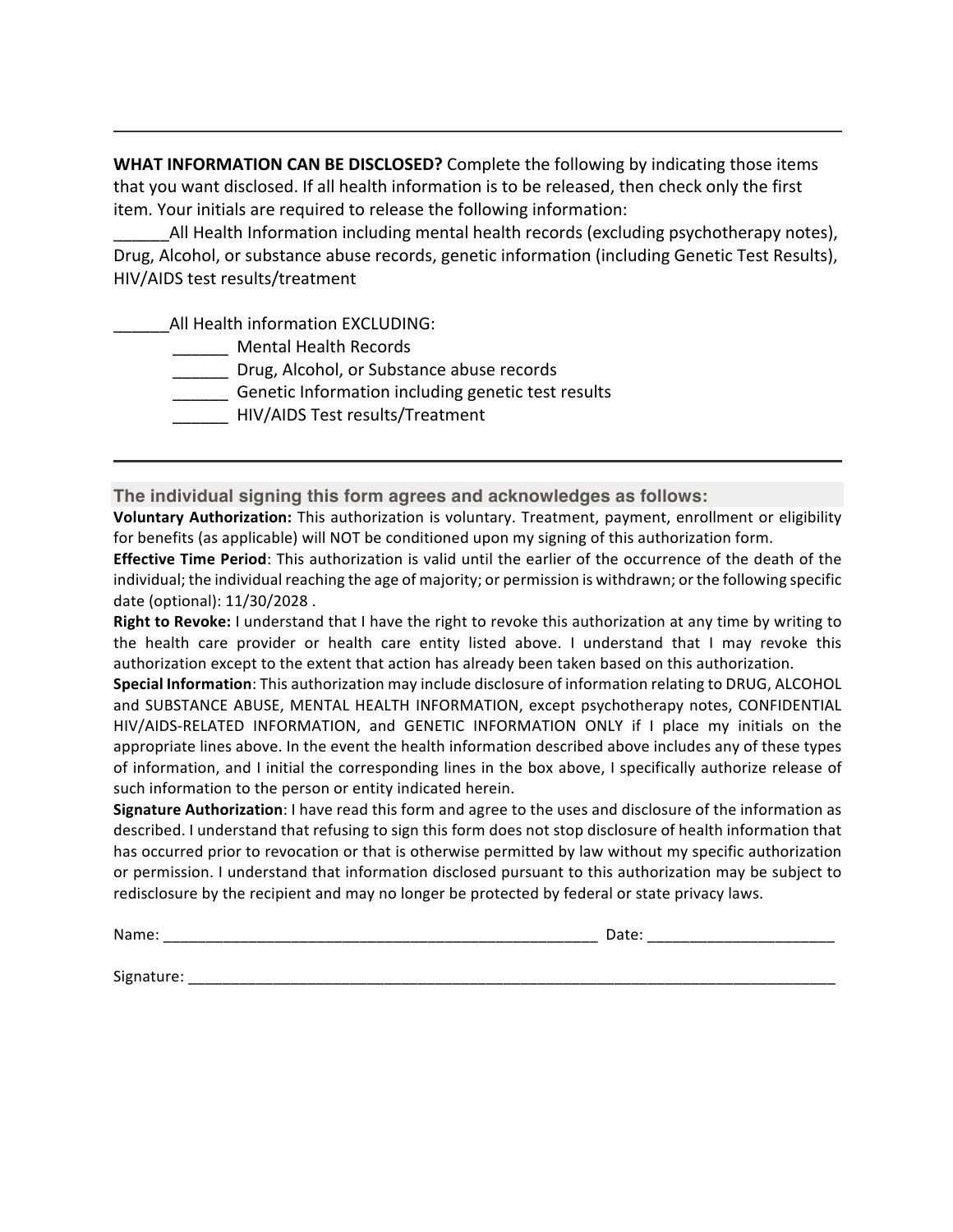---

**WHAT INFORMATION CAN BE DISCLOSED?** Complete the following by indicating those items that you want disclosed. If all health information is to be released, then check only the first item. Your initials are required to release the following information:

______All Health Information including mental health records (excluding psychotherapy notes), Drug, Alcohol, or substance abuse records, genetic information (including Genetic Test Results), HIV/AIDS test results/treatment

______All Health information EXCLUDING:

- ______ Mental Health Records
- ______ Drug, Alcohol, or Substance abuse records
- ______ Genetic Information including genetic test results
- ______ HIV/AIDS Test results/Treatment

---

**The individual signing this form agrees and acknowledges as follows:**

**Voluntary Authorization:** This authorization is voluntary. Treatment, payment, enrollment or eligibility for benefits (as applicable) will NOT be conditioned upon my signing of this authorization form.

**Effective Time Period**: This authorization is valid until the earlier of the occurrence of the death of the individual; the individual reaching the age of majority; or permission is withdrawn; or the following specific date (optional): 11/30/2028 .

**Right to Revoke:** I understand that I have the right to revoke this authorization at any time by writing to the health care provider or health care entity listed above. I understand that I may revoke this authorization except to the extent that action has already been taken based on this authorization.

**Special Information**: This authorization may include disclosure of information relating to DRUG, ALCOHOL and SUBSTANCE ABUSE, MENTAL HEALTH INFORMATION, except psychotherapy notes, CONFIDENTIAL HIV/AIDS-RELATED INFORMATION, and GENETIC INFORMATION ONLY if I place my initials on the appropriate lines above. In the event the health information described above includes any of these types of information, and I initial the corresponding lines in the box above, I specifically authorize release of such information to the person or entity indicated herein.

**Signature Authorization**: I have read this form and agree to the uses and disclosure of the information as described. I understand that refusing to sign this form does not stop disclosure of health information that has occurred prior to revocation or that is otherwise permitted by law without my specific authorization or permission. I understand that information disclosed pursuant to this authorization may be subject to redisclosure by the recipient and may no longer be protected by federal or state privacy laws.

Name: ____________________________________________________ Date: ______________________

Signature: ________________________________________________________________________________